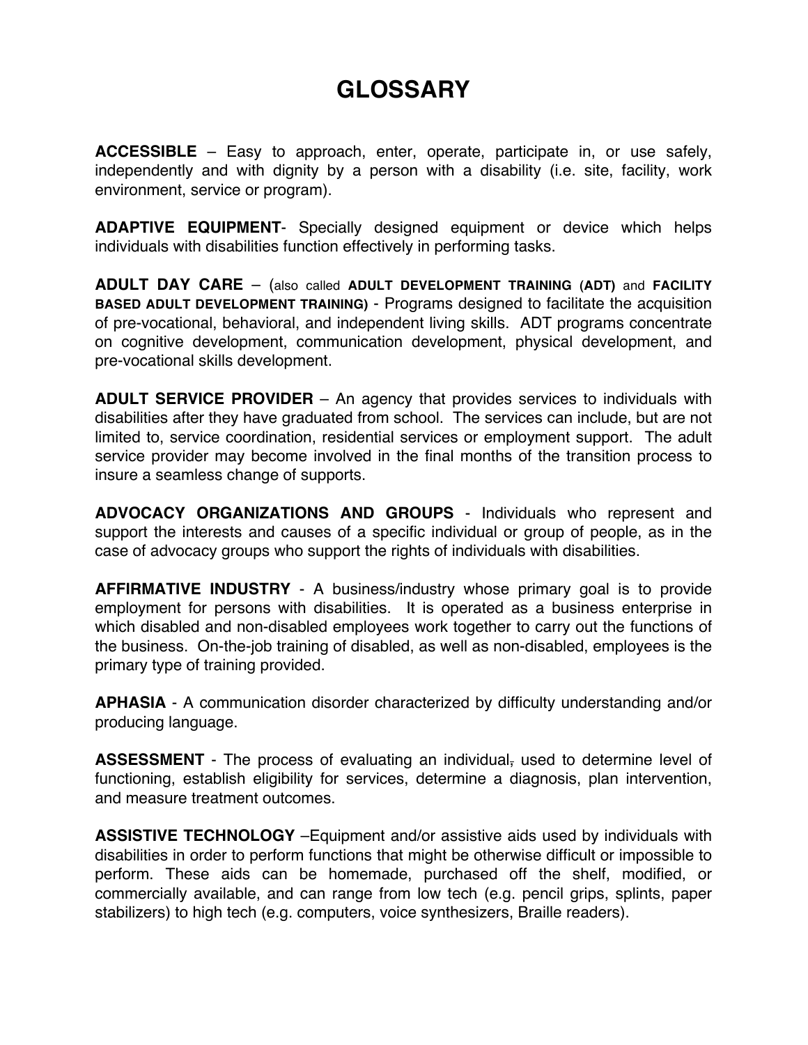# GLOSSARY

**ACCESSIBLE** – Easy to approach, enter, operate, participate in, or use safely, independently and with dignity by a person with a disability (i.e. site, facility, work environment, service or program).

**ADAPTIVE EQUIPMENT**- Specially designed equipment or device which helps individuals with disabilities function effectively in performing tasks.

**ADULT DAY CARE** – (also called **ADULT DEVELOPMENT TRAINING (ADT)** and **FACILITY BASED ADULT DEVELOPMENT TRAINING)** - Programs designed to facilitate the acquisition of pre-vocational, behavioral, and independent living skills. ADT programs concentrate on cognitive development, communication development, physical development, and pre-vocational skills development.

**ADULT SERVICE PROVIDER** – An agency that provides services to individuals with disabilities after they have graduated from school. The services can include, but are not limited to, service coordination, residential services or employment support. The adult service provider may become involved in the final months of the transition process to insure a seamless change of supports.

**ADVOCACY ORGANIZATIONS AND GROUPS** - Individuals who represent and support the interests and causes of a specific individual or group of people, as in the case of advocacy groups who support the rights of individuals with disabilities.

**AFFIRMATIVE INDUSTRY** - A business/industry whose primary goal is to provide employment for persons with disabilities. It is operated as a business enterprise in which disabled and non-disabled employees work together to carry out the functions of the business. On-the-job training of disabled, as well as non-disabled, employees is the primary type of training provided.

**APHASIA** - A communication disorder characterized by difficulty understanding and/or producing language.

**ASSESSMENT** - The process of evaluating an individual, used to determine level of functioning, establish eligibility for services, determine a diagnosis, plan intervention, and measure treatment outcomes.

**ASSISTIVE TECHNOLOGY** –Equipment and/or assistive aids used by individuals with disabilities in order to perform functions that might be otherwise difficult or impossible to perform. These aids can be homemade, purchased off the shelf, modified, or commercially available, and can range from low tech (e.g. pencil grips, splints, paper stabilizers) to high tech (e.g. computers, voice synthesizers, Braille readers).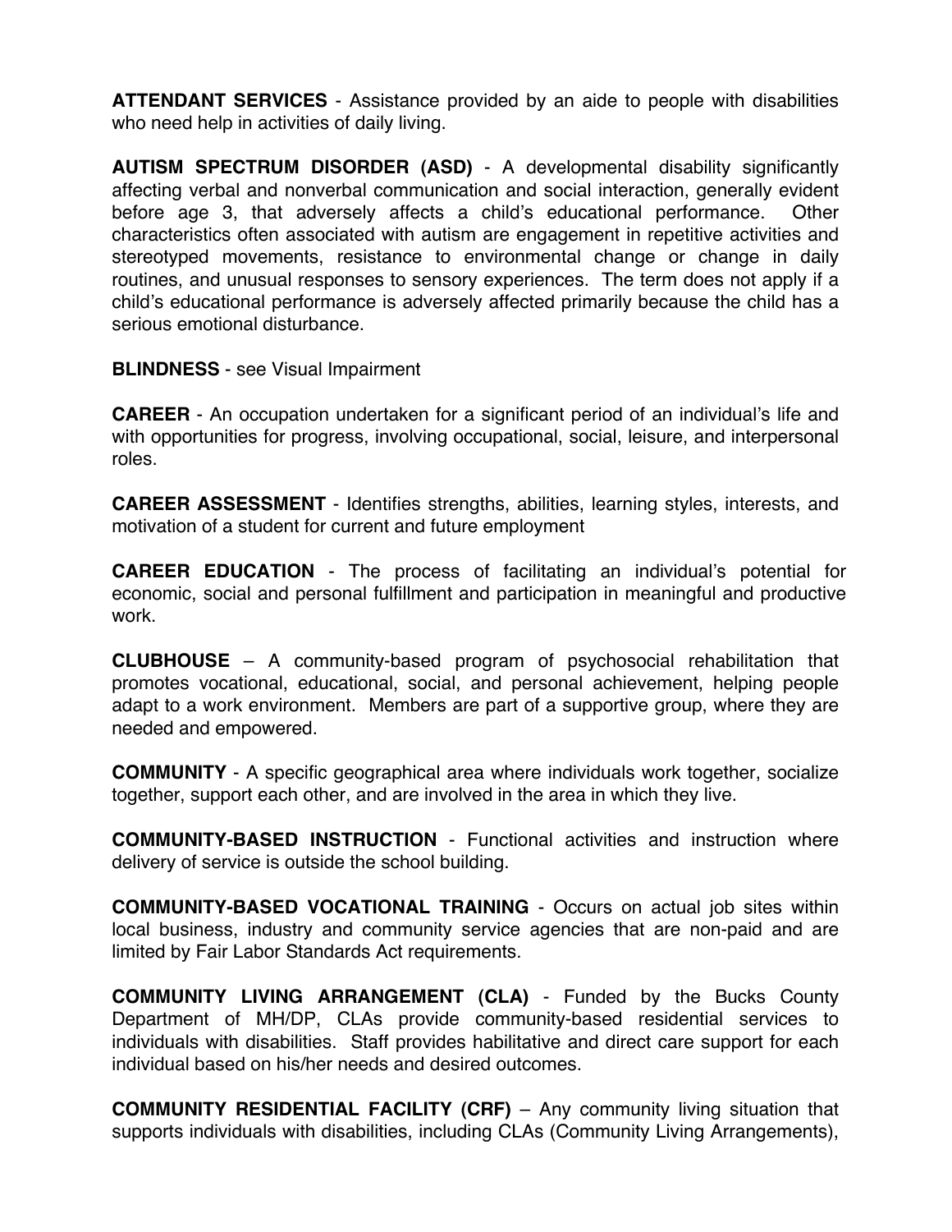**ATTENDANT SERVICES** - Assistance provided by an aide to people with disabilities who need help in activities of daily living.

**AUTISM SPECTRUM DISORDER (ASD)** - A developmental disability significantly affecting verbal and nonverbal communication and social interaction, generally evident before age 3, that adversely affects a child's educational performance. Other characteristics often associated with autism are engagement in repetitive activities and stereotyped movements, resistance to environmental change or change in daily routines, and unusual responses to sensory experiences. The term does not apply if a child's educational performance is adversely affected primarily because the child has a serious emotional disturbance.

**BLINDNESS** - see Visual Impairment

**CAREER** - An occupation undertaken for a significant period of an individual's life and with opportunities for progress, involving occupational, social, leisure, and interpersonal roles.

**CAREER ASSESSMENT** - Identifies strengths, abilities, learning styles, interests, and motivation of a student for current and future employment

**CAREER EDUCATION** - The process of facilitating an individual's potential for economic, social and personal fulfillment and participation in meaningful and productive work.

**CLUBHOUSE** – A community-based program of psychosocial rehabilitation that promotes vocational, educational, social, and personal achievement, helping people adapt to a work environment. Members are part of a supportive group, where they are needed and empowered.

**COMMUNITY** - A specific geographical area where individuals work together, socialize together, support each other, and are involved in the area in which they live.

**COMMUNITY-BASED INSTRUCTION** - Functional activities and instruction where delivery of service is outside the school building.

**COMMUNITY-BASED VOCATIONAL TRAINING** - Occurs on actual job sites within local business, industry and community service agencies that are non-paid and are limited by Fair Labor Standards Act requirements.

**COMMUNITY LIVING ARRANGEMENT (CLA)** - Funded by the Bucks County Department of MH/DP, CLAs provide community-based residential services to individuals with disabilities. Staff provides habilitative and direct care support for each individual based on his/her needs and desired outcomes.

**COMMUNITY RESIDENTIAL FACILITY (CRF)** – Any community living situation that supports individuals with disabilities, including CLAs (Community Living Arrangements),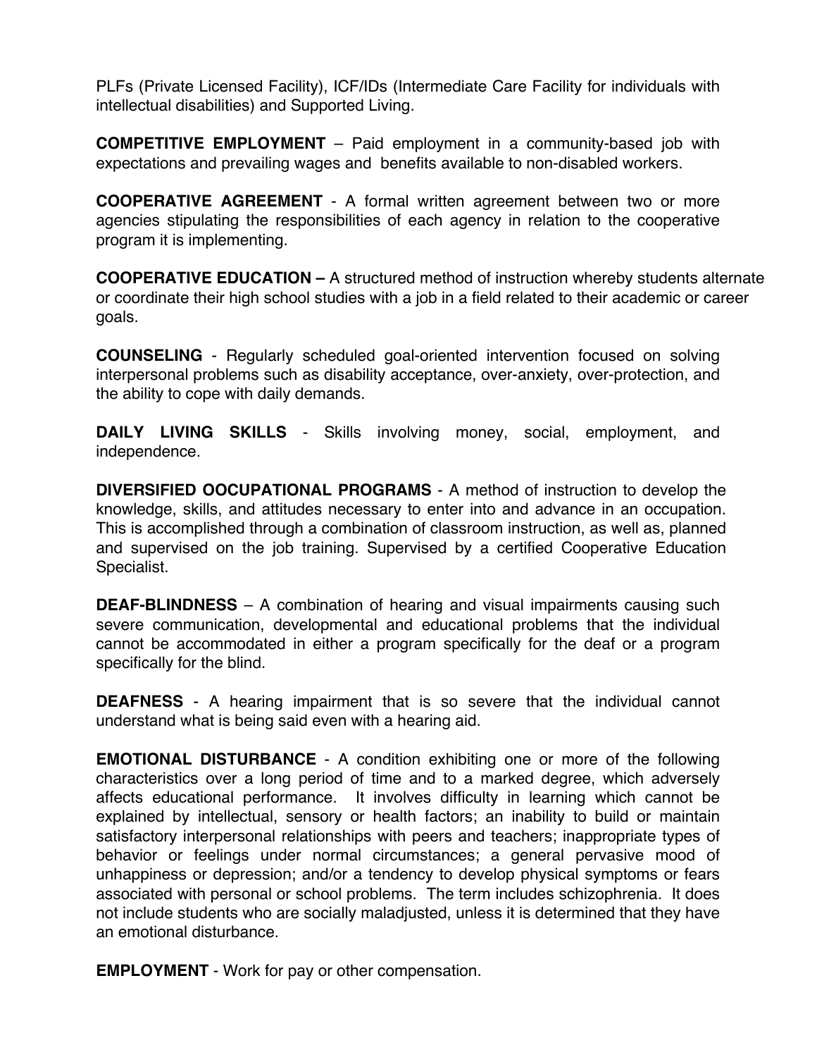PLFs (Private Licensed Facility), ICF/IDs (Intermediate Care Facility for individuals with intellectual disabilities) and Supported Living.

**COMPETITIVE EMPLOYMENT** – Paid employment in a community-based job with expectations and prevailing wages and benefits available to non-disabled workers.

**COOPERATIVE AGREEMENT** - A formal written agreement between two or more agencies stipulating the responsibilities of each agency in relation to the cooperative program it is implementing.

**COOPERATIVE EDUCATION –** A structured method of instruction whereby students alternate or coordinate their high school studies with a job in a field related to their academic or career goals.

**COUNSELING** - Regularly scheduled goal-oriented intervention focused on solving interpersonal problems such as disability acceptance, over-anxiety, over-protection, and the ability to cope with daily demands.

**DAILY LIVING SKILLS** - Skills involving money, social, employment, and independence.

**DIVERSIFIED OOCUPATIONAL PROGRAMS** - A method of instruction to develop the knowledge, skills, and attitudes necessary to enter into and advance in an occupation. This is accomplished through a combination of classroom instruction, as well as, planned and supervised on the job training. Supervised by a certified Cooperative Education Specialist.

**DEAF-BLINDNESS** – A combination of hearing and visual impairments causing such severe communication, developmental and educational problems that the individual cannot be accommodated in either a program specifically for the deaf or a program specifically for the blind.

**DEAFNESS** - A hearing impairment that is so severe that the individual cannot understand what is being said even with a hearing aid.

**EMOTIONAL DISTURBANCE** - A condition exhibiting one or more of the following characteristics over a long period of time and to a marked degree, which adversely affects educational performance. It involves difficulty in learning which cannot be explained by intellectual, sensory or health factors; an inability to build or maintain satisfactory interpersonal relationships with peers and teachers; inappropriate types of behavior or feelings under normal circumstances; a general pervasive mood of unhappiness or depression; and/or a tendency to develop physical symptoms or fears associated with personal or school problems. The term includes schizophrenia. It does not include students who are socially maladjusted, unless it is determined that they have an emotional disturbance.

**EMPLOYMENT** - Work for pay or other compensation.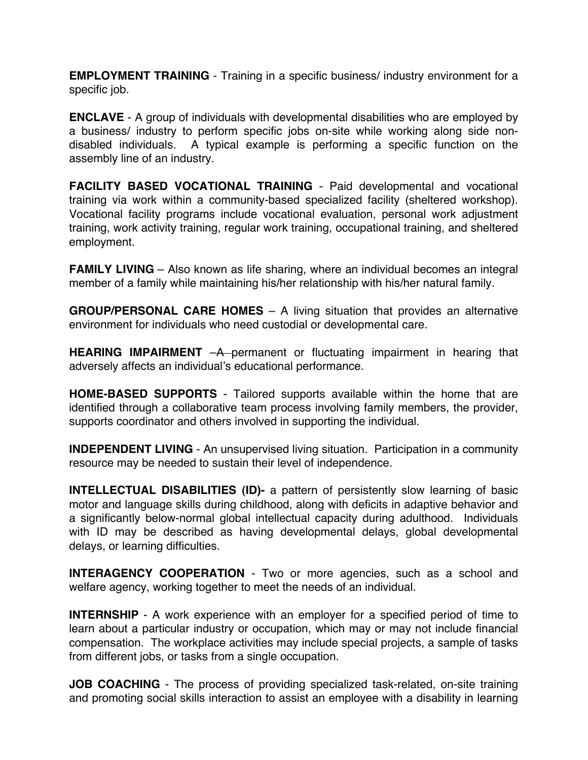**EMPLOYMENT TRAINING** - Training in a specific business/ industry environment for a specific job.

**ENCLAVE** - A group of individuals with developmental disabilities who are employed by a business/ industry to perform specific jobs on-site while working along side non-disabled individuals. A typical example is performing a specific function on the assembly line of an industry.

**FACILITY BASED VOCATIONAL TRAINING** - Paid developmental and vocational training via work within a community-based specialized facility (sheltered workshop). Vocational facility programs include vocational evaluation, personal work adjustment training, work activity training, regular work training, occupational training, and sheltered employment.

**FAMILY LIVING** – Also known as life sharing, where an individual becomes an integral member of a family while maintaining his/her relationship with his/her natural family.

**GROUP/PERSONAL CARE HOMES** – A living situation that provides an alternative environment for individuals who need custodial or developmental care.

**HEARING IMPAIRMENT** ~~–A~~ permanent or fluctuating impairment in hearing that adversely affects an individual's educational performance.

**HOME-BASED SUPPORTS** - Tailored supports available within the home that are identified through a collaborative team process involving family members, the provider, supports coordinator and others involved in supporting the individual.

**INDEPENDENT LIVING** - An unsupervised living situation. Participation in a community resource may be needed to sustain their level of independence.

**INTELLECTUAL DISABILITIES (ID)-** a pattern of persistently slow learning of basic motor and language skills during childhood, along with deficits in adaptive behavior and a significantly below-normal global intellectual capacity during adulthood. Individuals with ID may be described as having developmental delays, global developmental delays, or learning difficulties.

**INTERAGENCY COOPERATION** - Two or more agencies, such as a school and welfare agency, working together to meet the needs of an individual.

**INTERNSHIP** - A work experience with an employer for a specified period of time to learn about a particular industry or occupation, which may or may not include financial compensation. The workplace activities may include special projects, a sample of tasks from different jobs, or tasks from a single occupation.

**JOB COACHING** - The process of providing specialized task-related, on-site training and promoting social skills interaction to assist an employee with a disability in learning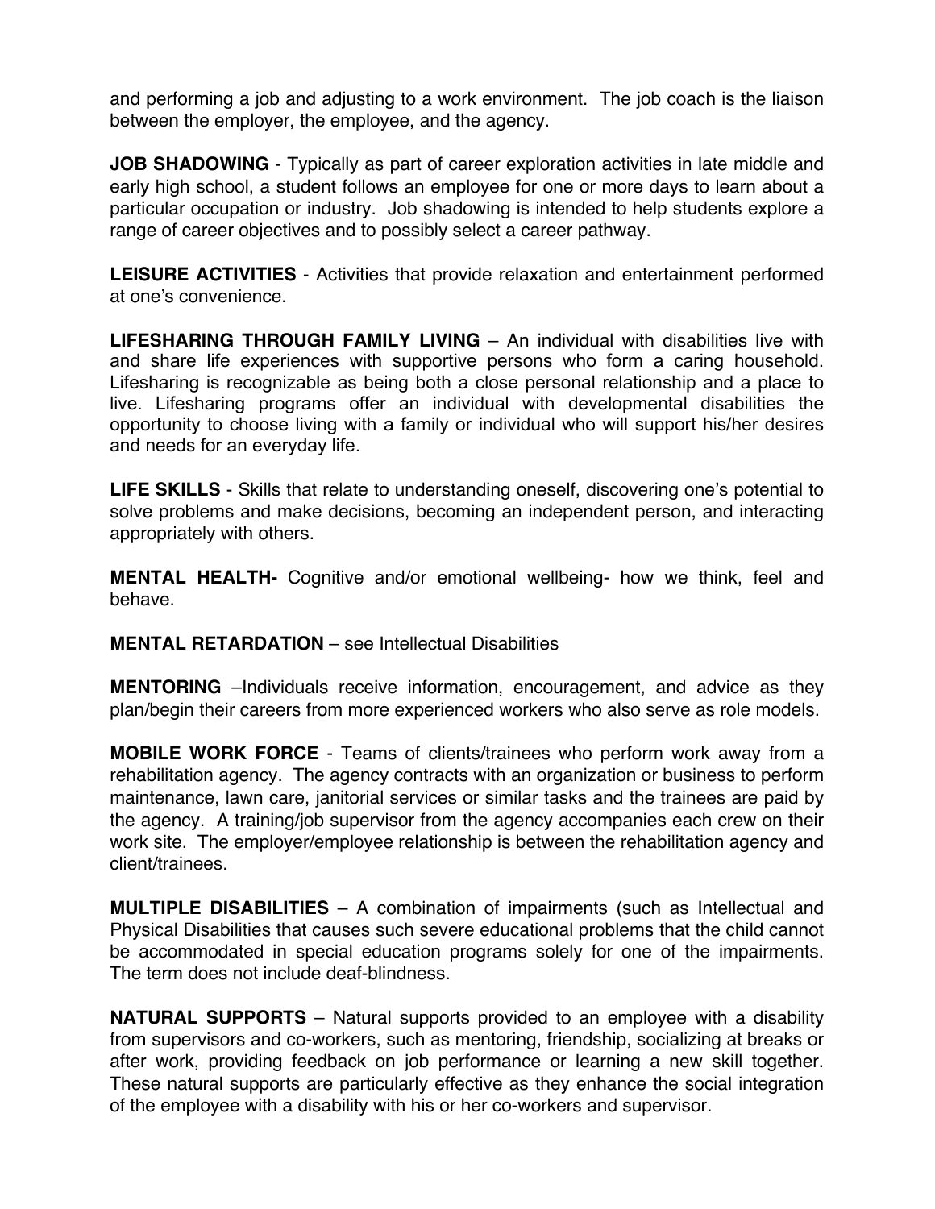and performing a job and adjusting to a work environment. The job coach is the liaison between the employer, the employee, and the agency.

**JOB SHADOWING** - Typically as part of career exploration activities in late middle and early high school, a student follows an employee for one or more days to learn about a particular occupation or industry. Job shadowing is intended to help students explore a range of career objectives and to possibly select a career pathway.

**LEISURE ACTIVITIES** - Activities that provide relaxation and entertainment performed at one's convenience.

**LIFESHARING THROUGH FAMILY LIVING** – An individual with disabilities live with and share life experiences with supportive persons who form a caring household. Lifesharing is recognizable as being both a close personal relationship and a place to live. Lifesharing programs offer an individual with developmental disabilities the opportunity to choose living with a family or individual who will support his/her desires and needs for an everyday life.

**LIFE SKILLS** - Skills that relate to understanding oneself, discovering one's potential to solve problems and make decisions, becoming an independent person, and interacting appropriately with others.

**MENTAL HEALTH-** Cognitive and/or emotional wellbeing- how we think, feel and behave.

**MENTAL RETARDATION** – see Intellectual Disabilities

**MENTORING** –Individuals receive information, encouragement, and advice as they plan/begin their careers from more experienced workers who also serve as role models.

**MOBILE WORK FORCE** - Teams of clients/trainees who perform work away from a rehabilitation agency. The agency contracts with an organization or business to perform maintenance, lawn care, janitorial services or similar tasks and the trainees are paid by the agency. A training/job supervisor from the agency accompanies each crew on their work site. The employer/employee relationship is between the rehabilitation agency and client/trainees.

**MULTIPLE DISABILITIES** – A combination of impairments (such as Intellectual and Physical Disabilities that causes such severe educational problems that the child cannot be accommodated in special education programs solely for one of the impairments. The term does not include deaf-blindness.

**NATURAL SUPPORTS** – Natural supports provided to an employee with a disability from supervisors and co-workers, such as mentoring, friendship, socializing at breaks or after work, providing feedback on job performance or learning a new skill together. These natural supports are particularly effective as they enhance the social integration of the employee with a disability with his or her co-workers and supervisor.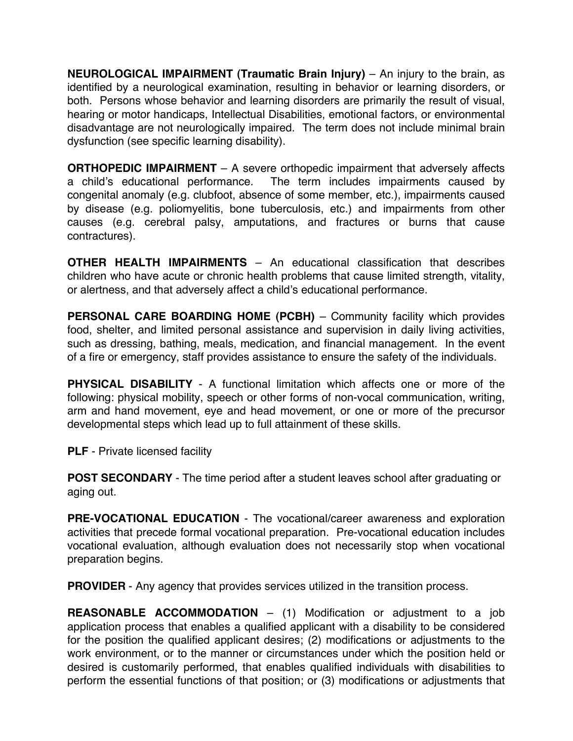**NEUROLOGICAL IMPAIRMENT (Traumatic Brain Injury)** – An injury to the brain, as identified by a neurological examination, resulting in behavior or learning disorders, or both. Persons whose behavior and learning disorders are primarily the result of visual, hearing or motor handicaps, Intellectual Disabilities, emotional factors, or environmental disadvantage are not neurologically impaired. The term does not include minimal brain dysfunction (see specific learning disability).

**ORTHOPEDIC IMPAIRMENT** – A severe orthopedic impairment that adversely affects a child's educational performance. The term includes impairments caused by congenital anomaly (e.g. clubfoot, absence of some member, etc.), impairments caused by disease (e.g. poliomyelitis, bone tuberculosis, etc.) and impairments from other causes (e.g. cerebral palsy, amputations, and fractures or burns that cause contractures).

**OTHER HEALTH IMPAIRMENTS** – An educational classification that describes children who have acute or chronic health problems that cause limited strength, vitality, or alertness, and that adversely affect a child's educational performance.

**PERSONAL CARE BOARDING HOME (PCBH)** – Community facility which provides food, shelter, and limited personal assistance and supervision in daily living activities, such as dressing, bathing, meals, medication, and financial management. In the event of a fire or emergency, staff provides assistance to ensure the safety of the individuals.

**PHYSICAL DISABILITY** - A functional limitation which affects one or more of the following: physical mobility, speech or other forms of non-vocal communication, writing, arm and hand movement, eye and head movement, or one or more of the precursor developmental steps which lead up to full attainment of these skills.

**PLF** - Private licensed facility

**POST SECONDARY** - The time period after a student leaves school after graduating or aging out.

**PRE-VOCATIONAL EDUCATION** - The vocational/career awareness and exploration activities that precede formal vocational preparation. Pre-vocational education includes vocational evaluation, although evaluation does not necessarily stop when vocational preparation begins.

**PROVIDER** - Any agency that provides services utilized in the transition process.

**REASONABLE ACCOMMODATION** – (1) Modification or adjustment to a job application process that enables a qualified applicant with a disability to be considered for the position the qualified applicant desires; (2) modifications or adjustments to the work environment, or to the manner or circumstances under which the position held or desired is customarily performed, that enables qualified individuals with disabilities to perform the essential functions of that position; or (3) modifications or adjustments that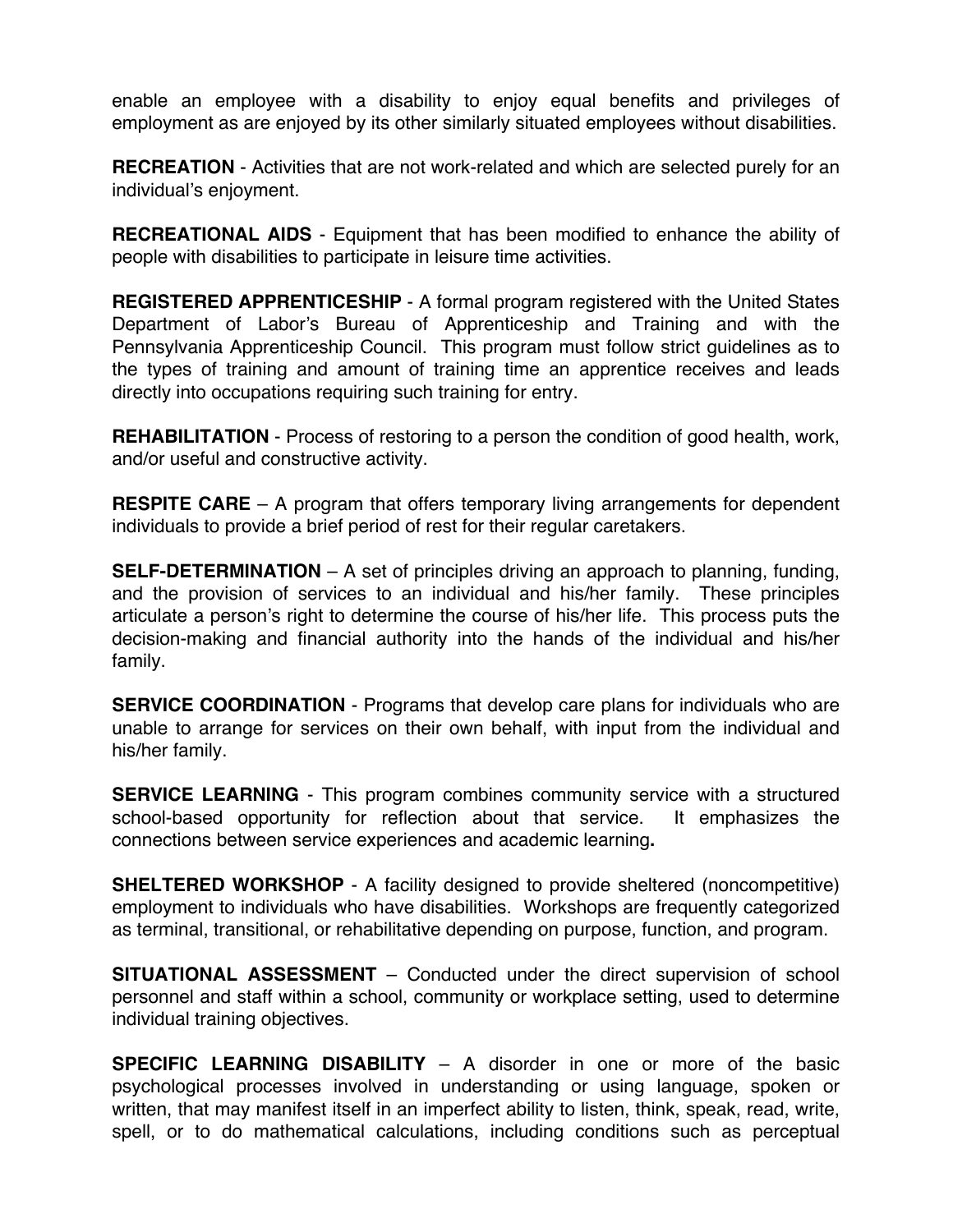enable an employee with a disability to enjoy equal benefits and privileges of employment as are enjoyed by its other similarly situated employees without disabilities.

**RECREATION** - Activities that are not work-related and which are selected purely for an individual's enjoyment.

**RECREATIONAL AIDS** - Equipment that has been modified to enhance the ability of people with disabilities to participate in leisure time activities.

**REGISTERED APPRENTICESHIP** - A formal program registered with the United States Department of Labor's Bureau of Apprenticeship and Training and with the Pennsylvania Apprenticeship Council. This program must follow strict guidelines as to the types of training and amount of training time an apprentice receives and leads directly into occupations requiring such training for entry.

**REHABILITATION** - Process of restoring to a person the condition of good health, work, and/or useful and constructive activity.

**RESPITE CARE** – A program that offers temporary living arrangements for dependent individuals to provide a brief period of rest for their regular caretakers.

**SELF-DETERMINATION** – A set of principles driving an approach to planning, funding, and the provision of services to an individual and his/her family. These principles articulate a person's right to determine the course of his/her life. This process puts the decision-making and financial authority into the hands of the individual and his/her family.

**SERVICE COORDINATION** - Programs that develop care plans for individuals who are unable to arrange for services on their own behalf, with input from the individual and his/her family.

**SERVICE LEARNING** - This program combines community service with a structured school-based opportunity for reflection about that service. It emphasizes the connections between service experiences and academic learning**.**

**SHELTERED WORKSHOP** - A facility designed to provide sheltered (noncompetitive) employment to individuals who have disabilities. Workshops are frequently categorized as terminal, transitional, or rehabilitative depending on purpose, function, and program.

**SITUATIONAL ASSESSMENT** – Conducted under the direct supervision of school personnel and staff within a school, community or workplace setting, used to determine individual training objectives.

**SPECIFIC LEARNING DISABILITY** – A disorder in one or more of the basic psychological processes involved in understanding or using language, spoken or written, that may manifest itself in an imperfect ability to listen, think, speak, read, write, spell, or to do mathematical calculations, including conditions such as perceptual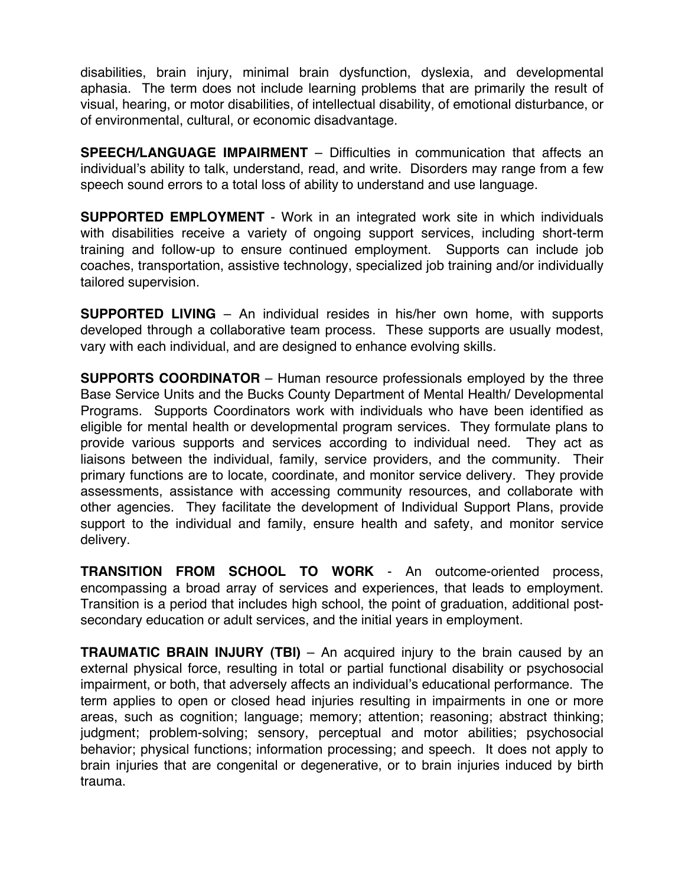disabilities, brain injury, minimal brain dysfunction, dyslexia, and developmental aphasia. The term does not include learning problems that are primarily the result of visual, hearing, or motor disabilities, of intellectual disability, of emotional disturbance, or of environmental, cultural, or economic disadvantage.

**SPEECH/LANGUAGE IMPAIRMENT** – Difficulties in communication that affects an individual's ability to talk, understand, read, and write. Disorders may range from a few speech sound errors to a total loss of ability to understand and use language.

**SUPPORTED EMPLOYMENT** - Work in an integrated work site in which individuals with disabilities receive a variety of ongoing support services, including short-term training and follow-up to ensure continued employment. Supports can include job coaches, transportation, assistive technology, specialized job training and/or individually tailored supervision.

**SUPPORTED LIVING** – An individual resides in his/her own home, with supports developed through a collaborative team process. These supports are usually modest, vary with each individual, and are designed to enhance evolving skills.

**SUPPORTS COORDINATOR** – Human resource professionals employed by the three Base Service Units and the Bucks County Department of Mental Health/ Developmental Programs. Supports Coordinators work with individuals who have been identified as eligible for mental health or developmental program services. They formulate plans to provide various supports and services according to individual need. They act as liaisons between the individual, family, service providers, and the community. Their primary functions are to locate, coordinate, and monitor service delivery. They provide assessments, assistance with accessing community resources, and collaborate with other agencies. They facilitate the development of Individual Support Plans, provide support to the individual and family, ensure health and safety, and monitor service delivery.

**TRANSITION FROM SCHOOL TO WORK** - An outcome-oriented process, encompassing a broad array of services and experiences, that leads to employment. Transition is a period that includes high school, the point of graduation, additional post-secondary education or adult services, and the initial years in employment.

**TRAUMATIC BRAIN INJURY (TBI)** – An acquired injury to the brain caused by an external physical force, resulting in total or partial functional disability or psychosocial impairment, or both, that adversely affects an individual's educational performance. The term applies to open or closed head injuries resulting in impairments in one or more areas, such as cognition; language; memory; attention; reasoning; abstract thinking; judgment; problem-solving; sensory, perceptual and motor abilities; psychosocial behavior; physical functions; information processing; and speech. It does not apply to brain injuries that are congenital or degenerative, or to brain injuries induced by birth trauma.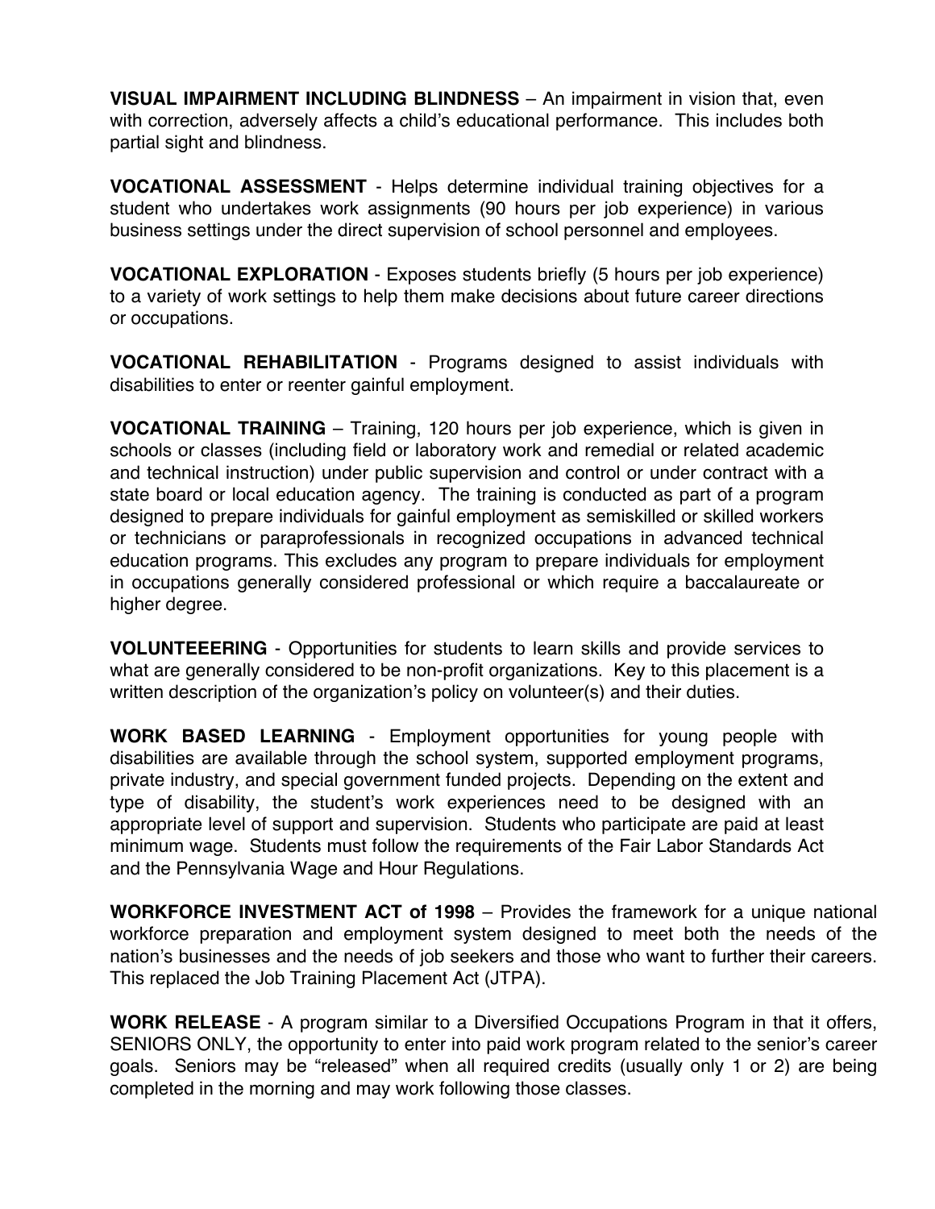**VISUAL IMPAIRMENT INCLUDING BLINDNESS** – An impairment in vision that, even with correction, adversely affects a child's educational performance. This includes both partial sight and blindness.

**VOCATIONAL ASSESSMENT** - Helps determine individual training objectives for a student who undertakes work assignments (90 hours per job experience) in various business settings under the direct supervision of school personnel and employees.

**VOCATIONAL EXPLORATION** - Exposes students briefly (5 hours per job experience) to a variety of work settings to help them make decisions about future career directions or occupations.

**VOCATIONAL REHABILITATION** - Programs designed to assist individuals with disabilities to enter or reenter gainful employment.

**VOCATIONAL TRAINING** – Training, 120 hours per job experience, which is given in schools or classes (including field or laboratory work and remedial or related academic and technical instruction) under public supervision and control or under contract with a state board or local education agency. The training is conducted as part of a program designed to prepare individuals for gainful employment as semiskilled or skilled workers or technicians or paraprofessionals in recognized occupations in advanced technical education programs. This excludes any program to prepare individuals for employment in occupations generally considered professional or which require a baccalaureate or higher degree.

**VOLUNTEEERING** - Opportunities for students to learn skills and provide services to what are generally considered to be non-profit organizations. Key to this placement is a written description of the organization's policy on volunteer(s) and their duties.

**WORK BASED LEARNING** - Employment opportunities for young people with disabilities are available through the school system, supported employment programs, private industry, and special government funded projects. Depending on the extent and type of disability, the student's work experiences need to be designed with an appropriate level of support and supervision. Students who participate are paid at least minimum wage. Students must follow the requirements of the Fair Labor Standards Act and the Pennsylvania Wage and Hour Regulations.

**WORKFORCE INVESTMENT ACT of 1998** – Provides the framework for a unique national workforce preparation and employment system designed to meet both the needs of the nation's businesses and the needs of job seekers and those who want to further their careers. This replaced the Job Training Placement Act (JTPA).

**WORK RELEASE** - A program similar to a Diversified Occupations Program in that it offers, SENIORS ONLY, the opportunity to enter into paid work program related to the senior's career goals. Seniors may be "released" when all required credits (usually only 1 or 2) are being completed in the morning and may work following those classes.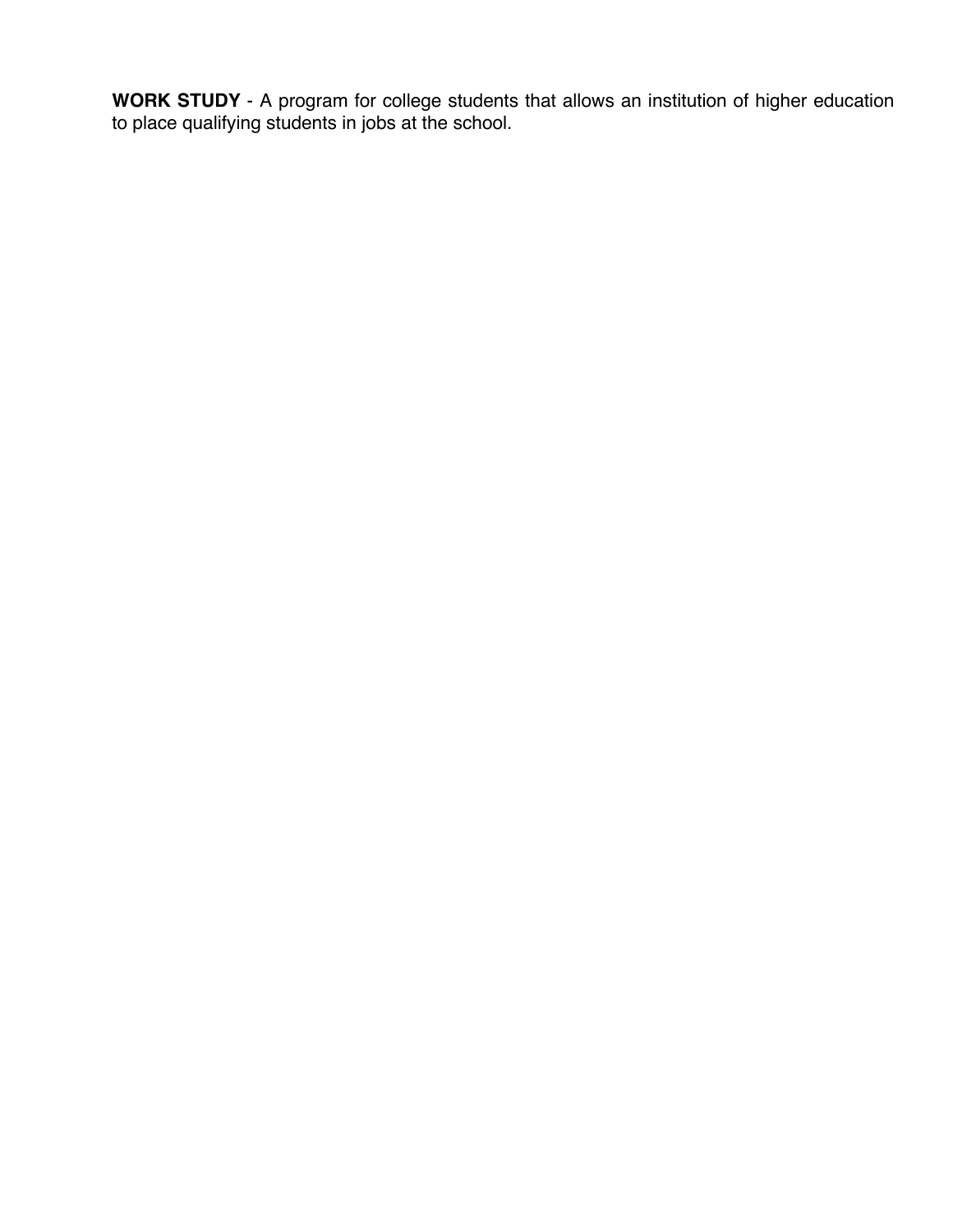**WORK STUDY** - A program for college students that allows an institution of higher education to place qualifying students in jobs at the school.